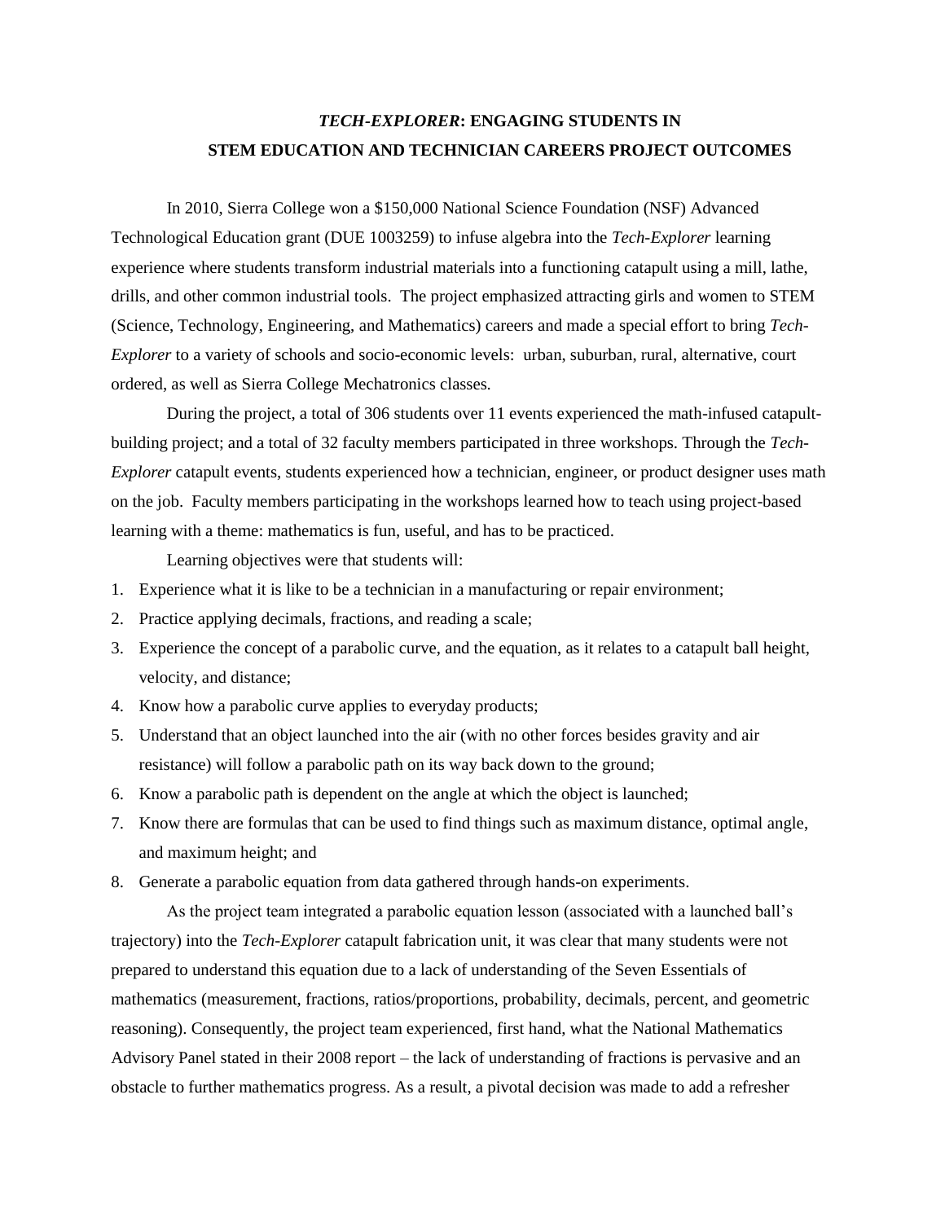# *TECH-EXPLORER*: ENGAGING STUDENTS IN STEM EDUCATION AND TECHNICIAN CAREERS PROJECT OUTCOMES

In 2010, Sierra College won a $150,000 National Science Foundation (NSF) Advanced Technological Education grant (DUE 1003259) to infuse algebra into the *Tech-Explorer* learning experience where students transform industrial materials into a functioning catapult using a mill, lathe, drills, and other common industrial tools. The project emphasized attracting girls and women to STEM (Science, Technology, Engineering, and Mathematics) careers and made a special effort to bring *Tech-Explorer* to a variety of schools and socio-economic levels: urban, suburban, rural, alternative, court ordered, as well as Sierra College Mechatronics classes.

During the project, a total of 306 students over 11 events experienced the math-infused catapult-building project; and a total of 32 faculty members participated in three workshops. Through the *Tech-Explorer* catapult events, students experienced how a technician, engineer, or product designer uses math on the job. Faculty members participating in the workshops learned how to teach using project-based learning with a theme: mathematics is fun, useful, and has to be practiced.

Learning objectives were that students will:

1. Experience what it is like to be a technician in a manufacturing or repair environment;
2. Practice applying decimals, fractions, and reading a scale;
3. Experience the concept of a parabolic curve, and the equation, as it relates to a catapult ball height, velocity, and distance;
4. Know how a parabolic curve applies to everyday products;
5. Understand that an object launched into the air (with no other forces besides gravity and air resistance) will follow a parabolic path on its way back down to the ground;
6. Know a parabolic path is dependent on the angle at which the object is launched;
7. Know there are formulas that can be used to find things such as maximum distance, optimal angle, and maximum height; and
8. Generate a parabolic equation from data gathered through hands-on experiments.

As the project team integrated a parabolic equation lesson (associated with a launched ball's trajectory) into the *Tech-Explorer* catapult fabrication unit, it was clear that many students were not prepared to understand this equation due to a lack of understanding of the Seven Essentials of mathematics (measurement, fractions, ratios/proportions, probability, decimals, percent, and geometric reasoning). Consequently, the project team experienced, first hand, what the National Mathematics Advisory Panel stated in their 2008 report – the lack of understanding of fractions is pervasive and an obstacle to further mathematics progress. As a result, a pivotal decision was made to add a refresher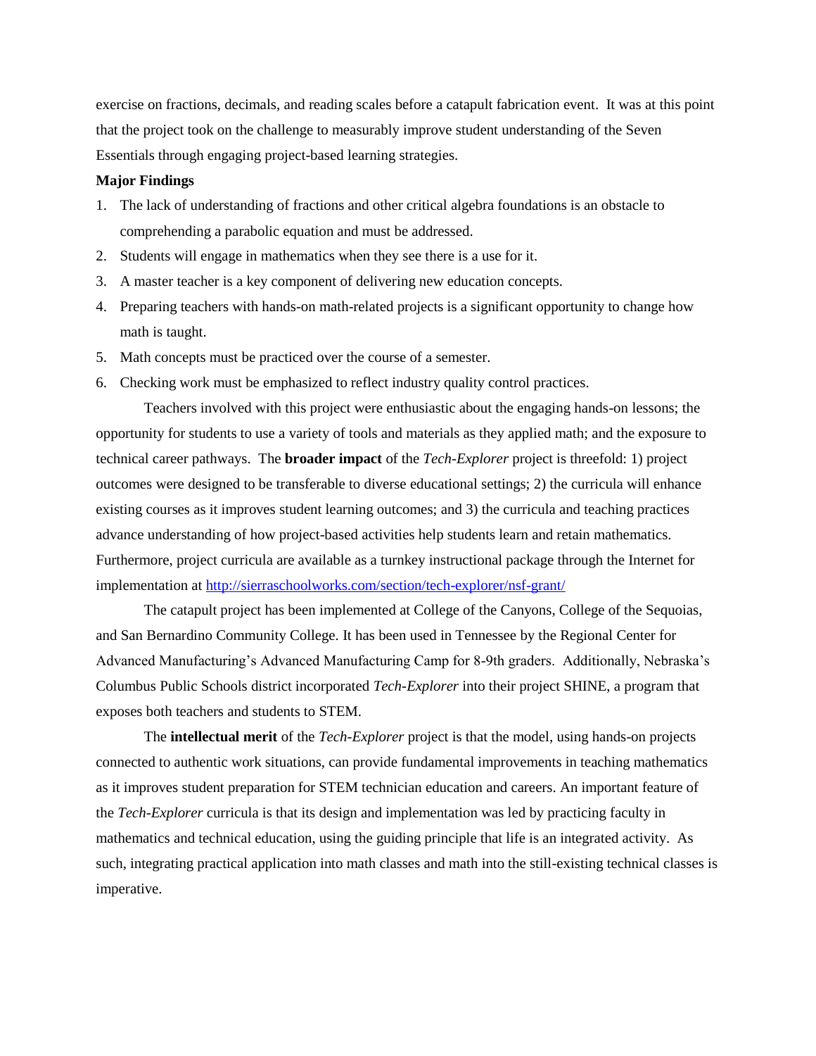exercise on fractions, decimals, and reading scales before a catapult fabrication event. It was at this point that the project took on the challenge to measurably improve student understanding of the Seven Essentials through engaging project-based learning strategies.

**Major Findings**

1. The lack of understanding of fractions and other critical algebra foundations is an obstacle to comprehending a parabolic equation and must be addressed.
2. Students will engage in mathematics when they see there is a use for it.
3. A master teacher is a key component of delivering new education concepts.
4. Preparing teachers with hands-on math-related projects is a significant opportunity to change how math is taught.
5. Math concepts must be practiced over the course of a semester.
6. Checking work must be emphasized to reflect industry quality control practices.

Teachers involved with this project were enthusiastic about the engaging hands-on lessons; the opportunity for students to use a variety of tools and materials as they applied math; and the exposure to technical career pathways. The **broader impact** of the *Tech-Explorer* project is threefold: 1) project outcomes were designed to be transferable to diverse educational settings; 2) the curricula will enhance existing courses as it improves student learning outcomes; and 3) the curricula and teaching practices advance understanding of how project-based activities help students learn and retain mathematics. Furthermore, project curricula are available as a turnkey instructional package through the Internet for implementation at [http://sierraschoolworks.com/section/tech-explorer/nsf-grant/](http://sierraschoolworks.com/section/tech-explorer/nsf-grant/)

The catapult project has been implemented at College of the Canyons, College of the Sequoias, and San Bernardino Community College. It has been used in Tennessee by the Regional Center for Advanced Manufacturing's Advanced Manufacturing Camp for 8-9th graders. Additionally, Nebraska's Columbus Public Schools district incorporated *Tech-Explorer* into their project SHINE, a program that exposes both teachers and students to STEM.

The **intellectual merit** of the *Tech-Explorer* project is that the model, using hands-on projects connected to authentic work situations, can provide fundamental improvements in teaching mathematics as it improves student preparation for STEM technician education and careers. An important feature of the *Tech-Explorer* curricula is that its design and implementation was led by practicing faculty in mathematics and technical education, using the guiding principle that life is an integrated activity. As such, integrating practical application into math classes and math into the still-existing technical classes is imperative.